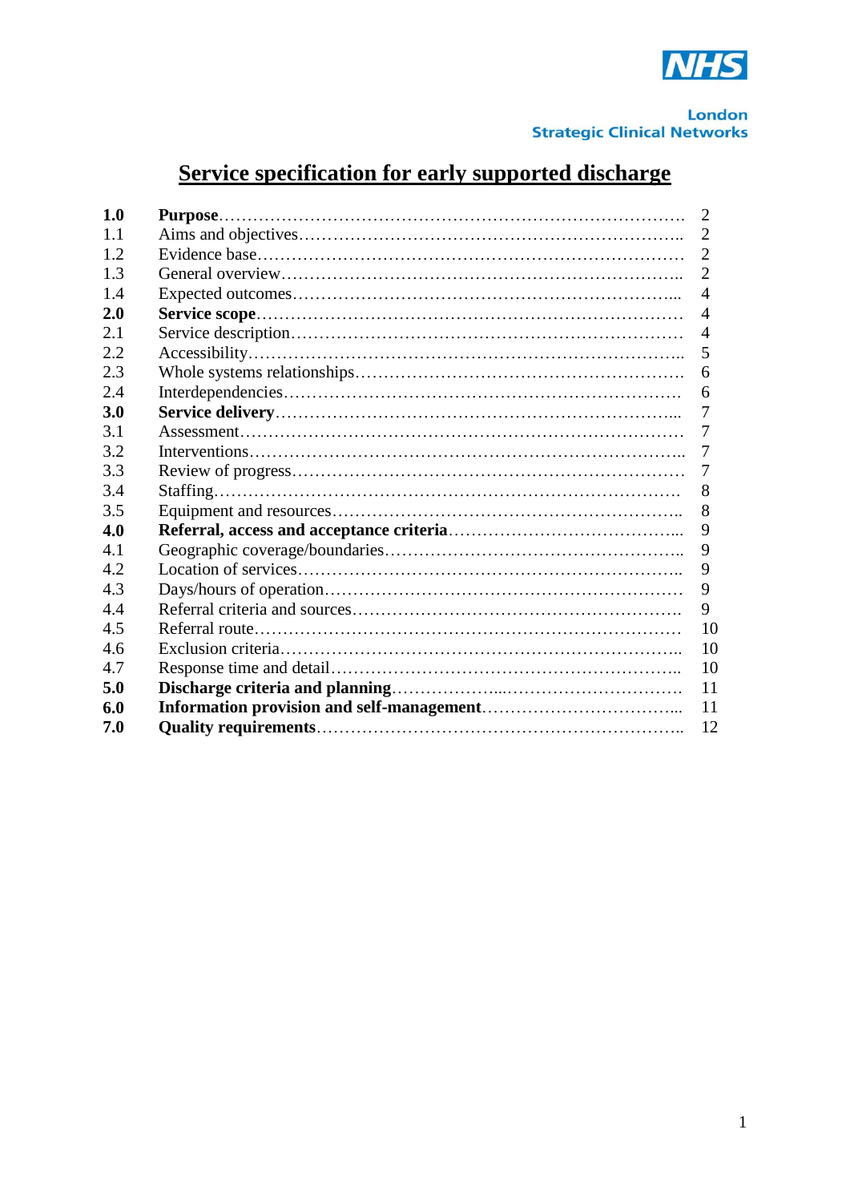NHS

London
Strategic Clinical Networks

# Service specification for early supported discharge

| | | |
|---|---|---|
| **1.0** | **Purpose** | 2 |
| 1.1 | Aims and objectives | 2 |
| 1.2 | Evidence base | 2 |
| 1.3 | General overview | 2 |
| 1.4 | Expected outcomes | 4 |
| **2.0** | **Service scope** | 4 |
| 2.1 | Service description | 4 |
| 2.2 | Accessibility | 5 |
| 2.3 | Whole systems relationships | 6 |
| 2.4 | Interdependencies | 6 |
| **3.0** | **Service delivery** | 7 |
| 3.1 | Assessment | 7 |
| 3.2 | Interventions | 7 |
| 3.3 | Review of progress | 7 |
| 3.4 | Staffing | 8 |
| 3.5 | Equipment and resources | 8 |
| **4.0** | **Referral, access and acceptance criteria** | 9 |
| 4.1 | Geographic coverage/boundaries | 9 |
| 4.2 | Location of services | 9 |
| 4.3 | Days/hours of operation | 9 |
| 4.4 | Referral criteria and sources | 9 |
| 4.5 | Referral route | 10 |
| 4.6 | Exclusion criteria | 10 |
| 4.7 | Response time and detail | 10 |
| **5.0** | **Discharge criteria and planning** | 11 |
| **6.0** | **Information provision and self-management** | 11 |
| **7.0** | **Quality requirements** | 12 |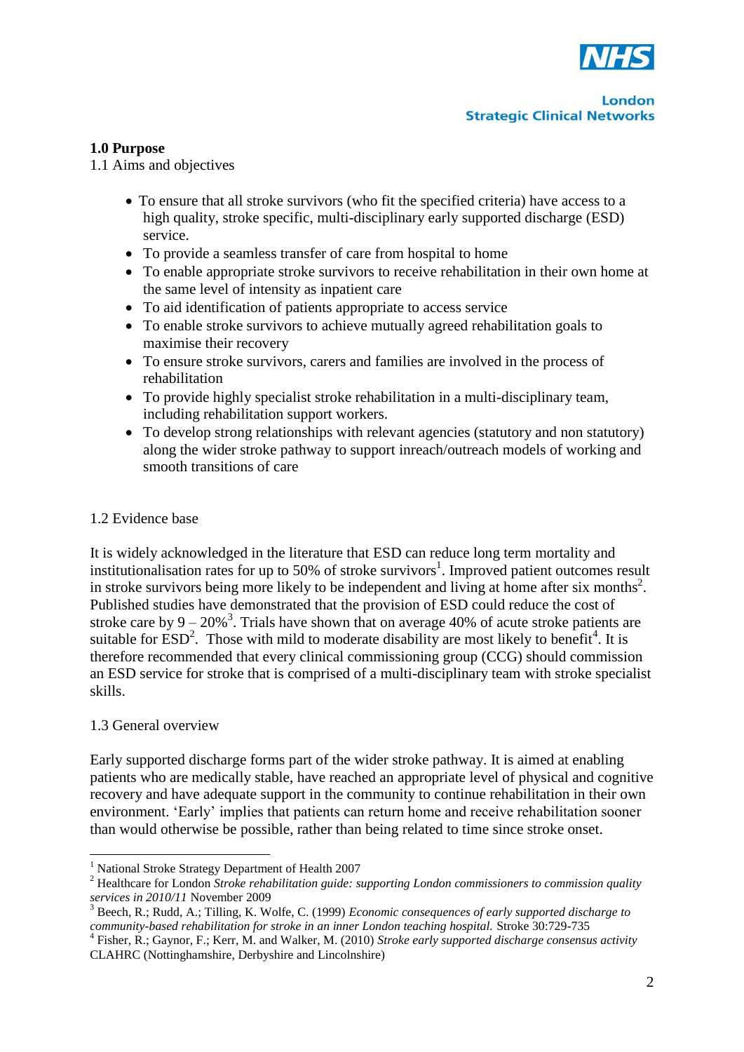## 1.0 Purpose

### 1.1 Aims and objectives

- To ensure that all stroke survivors (who fit the specified criteria) have access to a high quality, stroke specific, multi-disciplinary early supported discharge (ESD) service.
- To provide a seamless transfer of care from hospital to home
- To enable appropriate stroke survivors to receive rehabilitation in their own home at the same level of intensity as inpatient care
- To aid identification of patients appropriate to access service
- To enable stroke survivors to achieve mutually agreed rehabilitation goals to maximise their recovery
- To ensure stroke survivors, carers and families are involved in the process of rehabilitation
- To provide highly specialist stroke rehabilitation in a multi-disciplinary team, including rehabilitation support workers.
- To develop strong relationships with relevant agencies (statutory and non statutory) along the wider stroke pathway to support inreach/outreach models of working and smooth transitions of care

### 1.2 Evidence base

It is widely acknowledged in the literature that ESD can reduce long term mortality and institutionalisation rates for up to 50% of stroke survivors[1]. Improved patient outcomes result in stroke survivors being more likely to be independent and living at home after six months[2]. Published studies have demonstrated that the provision of ESD could reduce the cost of stroke care by 9 – 20%[3]. Trials have shown that on average 40% of acute stroke patients are suitable for ESD[2]. Those with mild to moderate disability are most likely to benefit[4]. It is therefore recommended that every clinical commissioning group (CCG) should commission an ESD service for stroke that is comprised of a multi-disciplinary team with stroke specialist skills.

### 1.3 General overview

Early supported discharge forms part of the wider stroke pathway. It is aimed at enabling patients who are medically stable, have reached an appropriate level of physical and cognitive recovery and have adequate support in the community to continue rehabilitation in their own environment. 'Early' implies that patients can return home and receive rehabilitation sooner than would otherwise be possible, rather than being related to time since stroke onset.

---

[1] National Stroke Strategy Department of Health 2007

[2] Healthcare for London *Stroke rehabilitation guide: supporting London commissioners to commission quality services in 2010/11* November 2009

[3] Beech, R.; Rudd, A.; Tilling, K. Wolfe, C. (1999) *Economic consequences of early supported discharge to community-based rehabilitation for stroke in an inner London teaching hospital.* Stroke 30:729-735

[4] Fisher, R.; Gaynor, F.; Kerr, M. and Walker, M. (2010) *Stroke early supported discharge consensus activity* CLAHRC (Nottinghamshire, Derbyshire and Lincolnshire)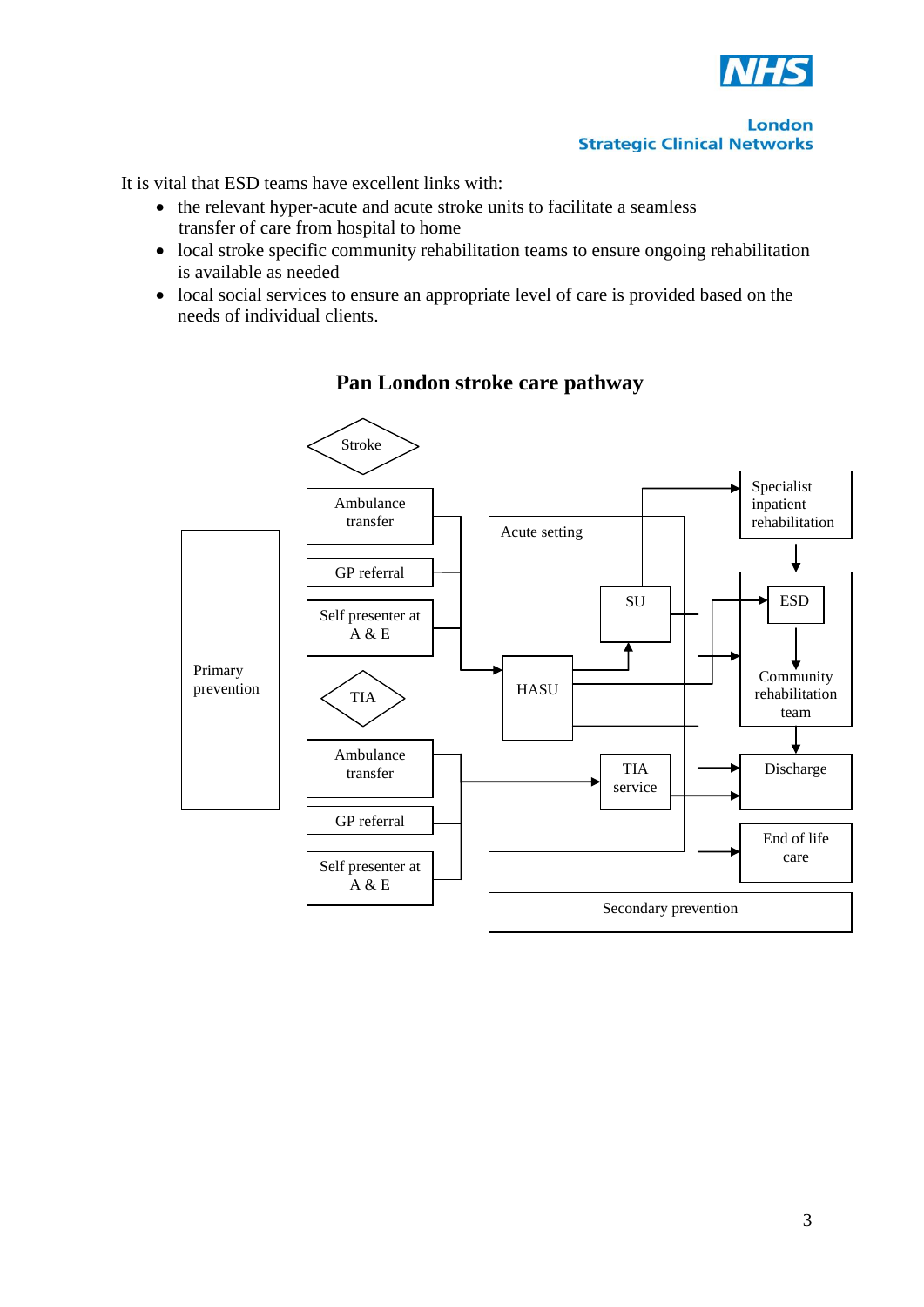It is vital that ESD teams have excellent links with:

- the relevant hyper-acute and acute stroke units to facilitate a seamless transfer of care from hospital to home
- local stroke specific community rehabilitation teams to ensure ongoing rehabilitation is available as needed
- local social services to ensure an appropriate level of care is provided based on the needs of individual clients.

## Pan London stroke care pathway

Stroke

Ambulance transfer

GP referral

Self presenter at A & E

Primary prevention

TIA

Ambulance transfer

GP referral

Self presenter at A & E

Acute setting

HASU

SU

TIA service

Specialist inpatient rehabilitation

ESD

Community rehabilitation team

Discharge

End of life care

Secondary prevention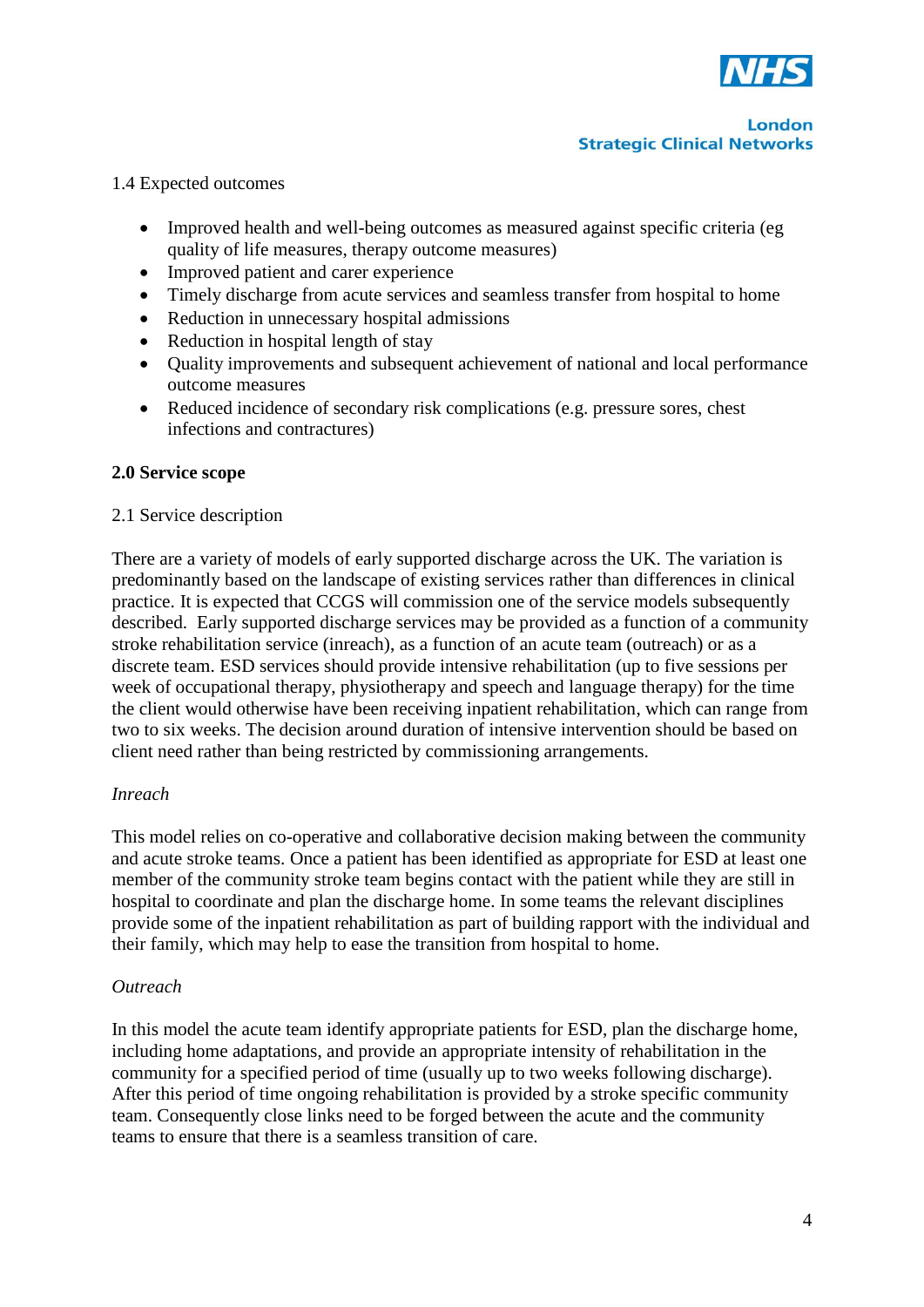1.4 Expected outcomes

- Improved health and well-being outcomes as measured against specific criteria (eg quality of life measures, therapy outcome measures)
- Improved patient and carer experience
- Timely discharge from acute services and seamless transfer from hospital to home
- Reduction in unnecessary hospital admissions
- Reduction in hospital length of stay
- Quality improvements and subsequent achievement of national and local performance outcome measures
- Reduced incidence of secondary risk complications (e.g. pressure sores, chest infections and contractures)

**2.0 Service scope**

2.1 Service description

There are a variety of models of early supported discharge across the UK. The variation is predominantly based on the landscape of existing services rather than differences in clinical practice. It is expected that CCGS will commission one of the service models subsequently described. Early supported discharge services may be provided as a function of a community stroke rehabilitation service (inreach), as a function of an acute team (outreach) or as a discrete team. ESD services should provide intensive rehabilitation (up to five sessions per week of occupational therapy, physiotherapy and speech and language therapy) for the time the client would otherwise have been receiving inpatient rehabilitation, which can range from two to six weeks. The decision around duration of intensive intervention should be based on client need rather than being restricted by commissioning arrangements.

*Inreach*

This model relies on co-operative and collaborative decision making between the community and acute stroke teams. Once a patient has been identified as appropriate for ESD at least one member of the community stroke team begins contact with the patient while they are still in hospital to coordinate and plan the discharge home. In some teams the relevant disciplines provide some of the inpatient rehabilitation as part of building rapport with the individual and their family, which may help to ease the transition from hospital to home.

*Outreach*

In this model the acute team identify appropriate patients for ESD, plan the discharge home, including home adaptations, and provide an appropriate intensity of rehabilitation in the community for a specified period of time (usually up to two weeks following discharge). After this period of time ongoing rehabilitation is provided by a stroke specific community team. Consequently close links need to be forged between the acute and the community teams to ensure that there is a seamless transition of care.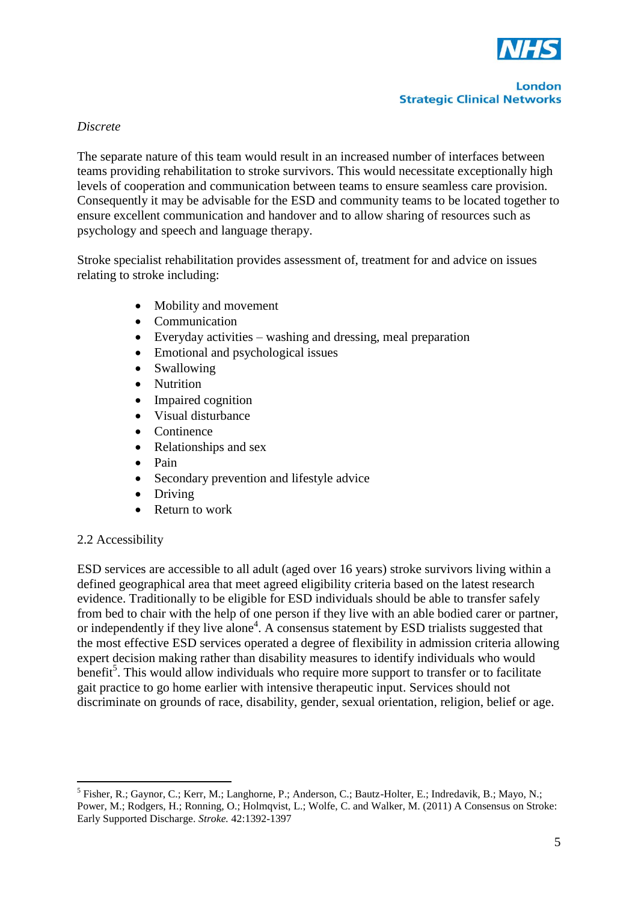*Discrete*

The separate nature of this team would result in an increased number of interfaces between teams providing rehabilitation to stroke survivors. This would necessitate exceptionally high levels of cooperation and communication between teams to ensure seamless care provision. Consequently it may be advisable for the ESD and community teams to be located together to ensure excellent communication and handover and to allow sharing of resources such as psychology and speech and language therapy.

Stroke specialist rehabilitation provides assessment of, treatment for and advice on issues relating to stroke including:

- Mobility and movement
- Communication
- Everyday activities – washing and dressing, meal preparation
- Emotional and psychological issues
- Swallowing
- Nutrition
- Impaired cognition
- Visual disturbance
- Continence
- Relationships and sex
- Pain
- Secondary prevention and lifestyle advice
- Driving
- Return to work

## 2.2 Accessibility

ESD services are accessible to all adult (aged over 16 years) stroke survivors living within a defined geographical area that meet agreed eligibility criteria based on the latest research evidence. Traditionally to be eligible for ESD individuals should be able to transfer safely from bed to chair with the help of one person if they live with an able bodied carer or partner, or independently if they live alone[4]. A consensus statement by ESD trialists suggested that the most effective ESD services operated a degree of flexibility in admission criteria allowing expert decision making rather than disability measures to identify individuals who would benefit[5]. This would allow individuals who require more support to transfer or to facilitate gait practice to go home earlier with intensive therapeutic input. Services should not discriminate on grounds of race, disability, gender, sexual orientation, religion, belief or age.

---

[5] Fisher, R.; Gaynor, C.; Kerr, M.; Langhorne, P.; Anderson, C.; Bautz-Holter, E.; Indredavik, B.; Mayo, N.; Power, M.; Rodgers, H.; Ronning, O.; Holmqvist, L.; Wolfe, C. and Walker, M. (2011) A Consensus on Stroke: Early Supported Discharge. *Stroke.* 42:1392-1397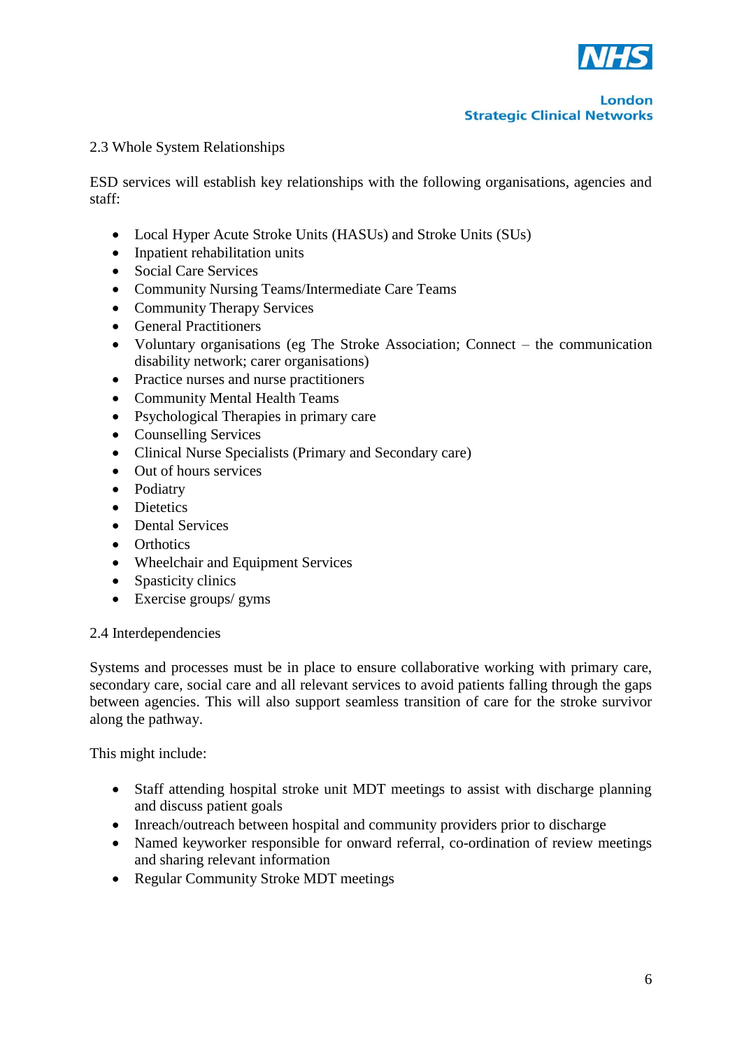## 2.3 Whole System Relationships

ESD services will establish key relationships with the following organisations, agencies and staff:

- Local Hyper Acute Stroke Units (HASUs) and Stroke Units (SUs)
- Inpatient rehabilitation units
- Social Care Services
- Community Nursing Teams/Intermediate Care Teams
- Community Therapy Services
- General Practitioners
- Voluntary organisations (eg The Stroke Association; Connect – the communication disability network; carer organisations)
- Practice nurses and nurse practitioners
- Community Mental Health Teams
- Psychological Therapies in primary care
- Counselling Services
- Clinical Nurse Specialists (Primary and Secondary care)
- Out of hours services
- Podiatry
- Dietetics
- Dental Services
- Orthotics
- Wheelchair and Equipment Services
- Spasticity clinics
- Exercise groups/ gyms

## 2.4 Interdependencies

Systems and processes must be in place to ensure collaborative working with primary care, secondary care, social care and all relevant services to avoid patients falling through the gaps between agencies. This will also support seamless transition of care for the stroke survivor along the pathway.

This might include:

- Staff attending hospital stroke unit MDT meetings to assist with discharge planning and discuss patient goals
- Inreach/outreach between hospital and community providers prior to discharge
- Named keyworker responsible for onward referral, co-ordination of review meetings and sharing relevant information
- Regular Community Stroke MDT meetings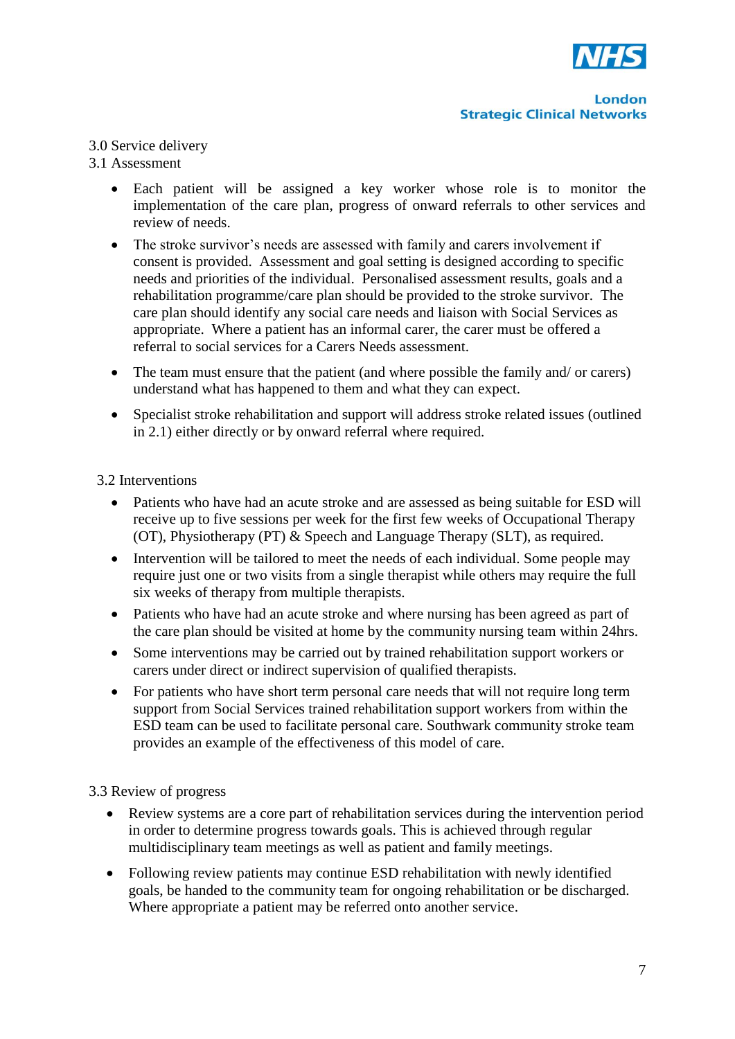## 3.0 Service delivery

### 3.1 Assessment

- Each patient will be assigned a key worker whose role is to monitor the implementation of the care plan, progress of onward referrals to other services and review of needs.
- The stroke survivor's needs are assessed with family and carers involvement if consent is provided. Assessment and goal setting is designed according to specific needs and priorities of the individual. Personalised assessment results, goals and a rehabilitation programme/care plan should be provided to the stroke survivor. The care plan should identify any social care needs and liaison with Social Services as appropriate. Where a patient has an informal carer, the carer must be offered a referral to social services for a Carers Needs assessment.
- The team must ensure that the patient (and where possible the family and/ or carers) understand what has happened to them and what they can expect.
- Specialist stroke rehabilitation and support will address stroke related issues (outlined in 2.1) either directly or by onward referral where required.

### 3.2 Interventions

- Patients who have had an acute stroke and are assessed as being suitable for ESD will receive up to five sessions per week for the first few weeks of Occupational Therapy (OT), Physiotherapy (PT) & Speech and Language Therapy (SLT), as required.
- Intervention will be tailored to meet the needs of each individual. Some people may require just one or two visits from a single therapist while others may require the full six weeks of therapy from multiple therapists.
- Patients who have had an acute stroke and where nursing has been agreed as part of the care plan should be visited at home by the community nursing team within 24hrs.
- Some interventions may be carried out by trained rehabilitation support workers or carers under direct or indirect supervision of qualified therapists.
- For patients who have short term personal care needs that will not require long term support from Social Services trained rehabilitation support workers from within the ESD team can be used to facilitate personal care. Southwark community stroke team provides an example of the effectiveness of this model of care.

### 3.3 Review of progress

- Review systems are a core part of rehabilitation services during the intervention period in order to determine progress towards goals. This is achieved through regular multidisciplinary team meetings as well as patient and family meetings.
- Following review patients may continue ESD rehabilitation with newly identified goals, be handed to the community team for ongoing rehabilitation or be discharged. Where appropriate a patient may be referred onto another service.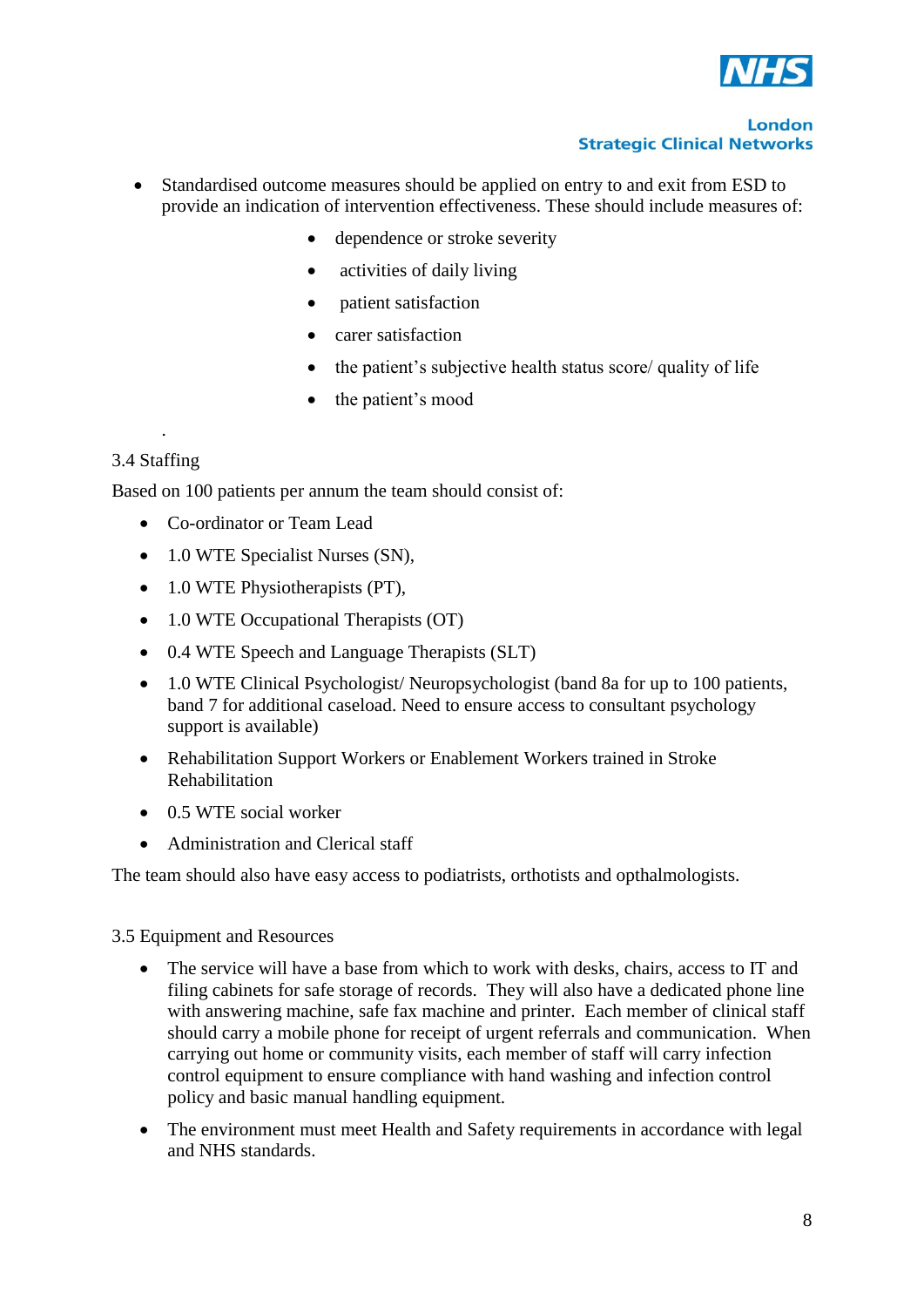- Standardised outcome measures should be applied on entry to and exit from ESD to provide an indication of intervention effectiveness. These should include measures of:
    - dependence or stroke severity
    - activities of daily living
    - patient satisfaction
    - carer satisfaction
    - the patient's subjective health status score/ quality of life
    - the patient's mood

.

## 3.4 Staffing

Based on 100 patients per annum the team should consist of:

- Co-ordinator or Team Lead
- 1.0 WTE Specialist Nurses (SN),
- 1.0 WTE Physiotherapists (PT),
- 1.0 WTE Occupational Therapists (OT)
- 0.4 WTE Speech and Language Therapists (SLT)
- 1.0 WTE Clinical Psychologist/ Neuropsychologist (band 8a for up to 100 patients, band 7 for additional caseload. Need to ensure access to consultant psychology support is available)
- Rehabilitation Support Workers or Enablement Workers trained in Stroke Rehabilitation
- 0.5 WTE social worker
- Administration and Clerical staff

The team should also have easy access to podiatrists, orthotists and opthalmologists.

## 3.5 Equipment and Resources

- The service will have a base from which to work with desks, chairs, access to IT and filing cabinets for safe storage of records. They will also have a dedicated phone line with answering machine, safe fax machine and printer. Each member of clinical staff should carry a mobile phone for receipt of urgent referrals and communication. When carrying out home or community visits, each member of staff will carry infection control equipment to ensure compliance with hand washing and infection control policy and basic manual handling equipment.
- The environment must meet Health and Safety requirements in accordance with legal and NHS standards.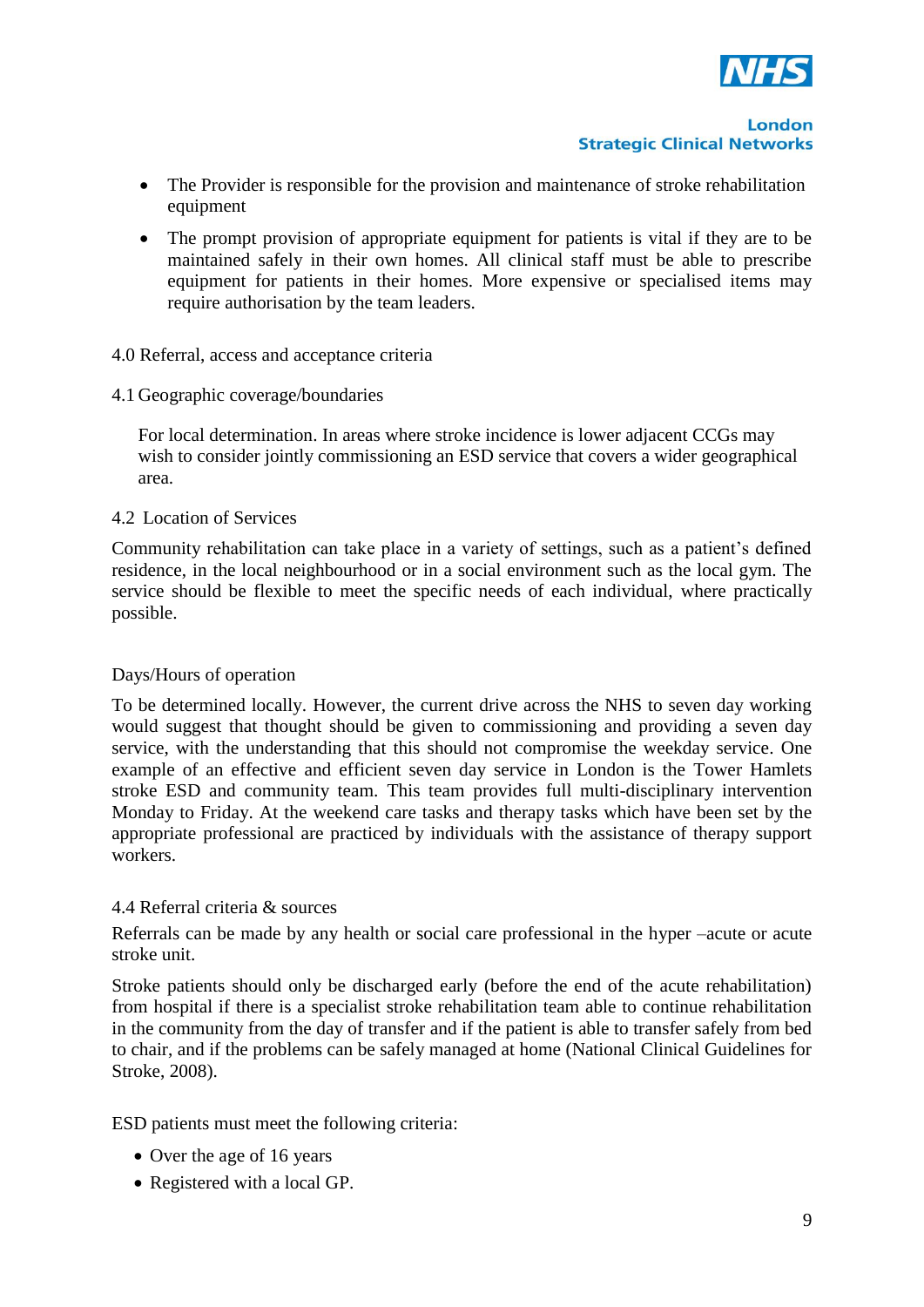- The Provider is responsible for the provision and maintenance of stroke rehabilitation equipment
- The prompt provision of appropriate equipment for patients is vital if they are to be maintained safely in their own homes. All clinical staff must be able to prescribe equipment for patients in their homes. More expensive or specialised items may require authorisation by the team leaders.

## 4.0 Referral, access and acceptance criteria

### 4.1 Geographic coverage/boundaries

For local determination. In areas where stroke incidence is lower adjacent CCGs may wish to consider jointly commissioning an ESD service that covers a wider geographical area.

### 4.2 Location of Services

Community rehabilitation can take place in a variety of settings, such as a patient's defined residence, in the local neighbourhood or in a social environment such as the local gym. The service should be flexible to meet the specific needs of each individual, where practically possible.

### Days/Hours of operation

To be determined locally. However, the current drive across the NHS to seven day working would suggest that thought should be given to commissioning and providing a seven day service, with the understanding that this should not compromise the weekday service. One example of an effective and efficient seven day service in London is the Tower Hamlets stroke ESD and community team. This team provides full multi-disciplinary intervention Monday to Friday. At the weekend care tasks and therapy tasks which have been set by the appropriate professional are practiced by individuals with the assistance of therapy support workers.

### 4.4 Referral criteria & sources

Referrals can be made by any health or social care professional in the hyper –acute or acute stroke unit.

Stroke patients should only be discharged early (before the end of the acute rehabilitation) from hospital if there is a specialist stroke rehabilitation team able to continue rehabilitation in the community from the day of transfer and if the patient is able to transfer safely from bed to chair, and if the problems can be safely managed at home (National Clinical Guidelines for Stroke, 2008).

ESD patients must meet the following criteria:

- Over the age of 16 years
- Registered with a local GP.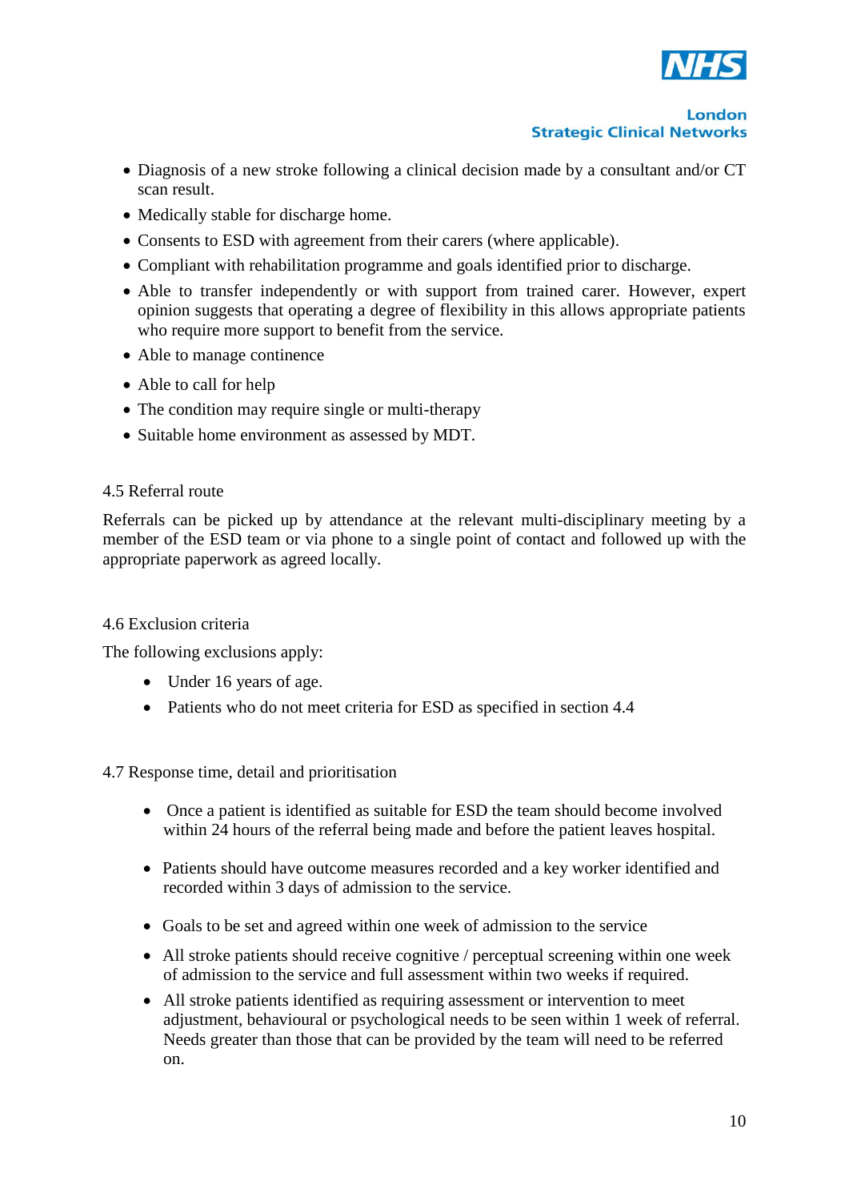- Diagnosis of a new stroke following a clinical decision made by a consultant and/or CT scan result.
- Medically stable for discharge home.
- Consents to ESD with agreement from their carers (where applicable).
- Compliant with rehabilitation programme and goals identified prior to discharge.
- Able to transfer independently or with support from trained carer. However, expert opinion suggests that operating a degree of flexibility in this allows appropriate patients who require more support to benefit from the service.
- Able to manage continence
- Able to call for help
- The condition may require single or multi-therapy
- Suitable home environment as assessed by MDT.

### 4.5 Referral route

Referrals can be picked up by attendance at the relevant multi-disciplinary meeting by a member of the ESD team or via phone to a single point of contact and followed up with the appropriate paperwork as agreed locally.

### 4.6 Exclusion criteria

The following exclusions apply:

- Under 16 years of age.
- Patients who do not meet criteria for ESD as specified in section 4.4

### 4.7 Response time, detail and prioritisation

- Once a patient is identified as suitable for ESD the team should become involved within 24 hours of the referral being made and before the patient leaves hospital.
- Patients should have outcome measures recorded and a key worker identified and recorded within 3 days of admission to the service.
- Goals to be set and agreed within one week of admission to the service
- All stroke patients should receive cognitive / perceptual screening within one week of admission to the service and full assessment within two weeks if required.
- All stroke patients identified as requiring assessment or intervention to meet adjustment, behavioural or psychological needs to be seen within 1 week of referral. Needs greater than those that can be provided by the team will need to be referred on.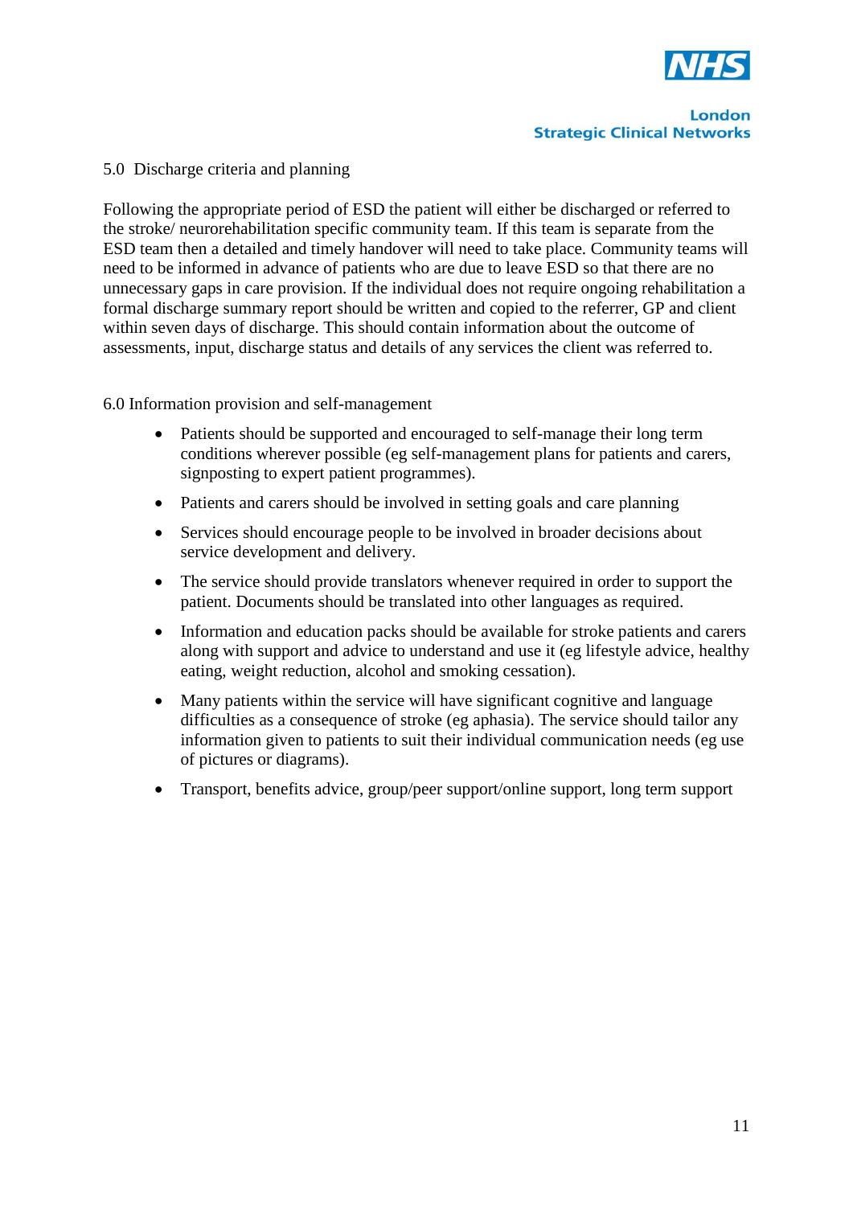## 5.0 Discharge criteria and planning

Following the appropriate period of ESD the patient will either be discharged or referred to the stroke/ neurorehabilitation specific community team. If this team is separate from the ESD team then a detailed and timely handover will need to take place. Community teams will need to be informed in advance of patients who are due to leave ESD so that there are no unnecessary gaps in care provision. If the individual does not require ongoing rehabilitation a formal discharge summary report should be written and copied to the referrer, GP and client within seven days of discharge. This should contain information about the outcome of assessments, input, discharge status and details of any services the client was referred to.

## 6.0 Information provision and self-management

- Patients should be supported and encouraged to self-manage their long term conditions wherever possible (eg self-management plans for patients and carers, signposting to expert patient programmes).
- Patients and carers should be involved in setting goals and care planning
- Services should encourage people to be involved in broader decisions about service development and delivery.
- The service should provide translators whenever required in order to support the patient. Documents should be translated into other languages as required.
- Information and education packs should be available for stroke patients and carers along with support and advice to understand and use it (eg lifestyle advice, healthy eating, weight reduction, alcohol and smoking cessation).
- Many patients within the service will have significant cognitive and language difficulties as a consequence of stroke (eg aphasia). The service should tailor any information given to patients to suit their individual communication needs (eg use of pictures or diagrams).
- Transport, benefits advice, group/peer support/online support, long term support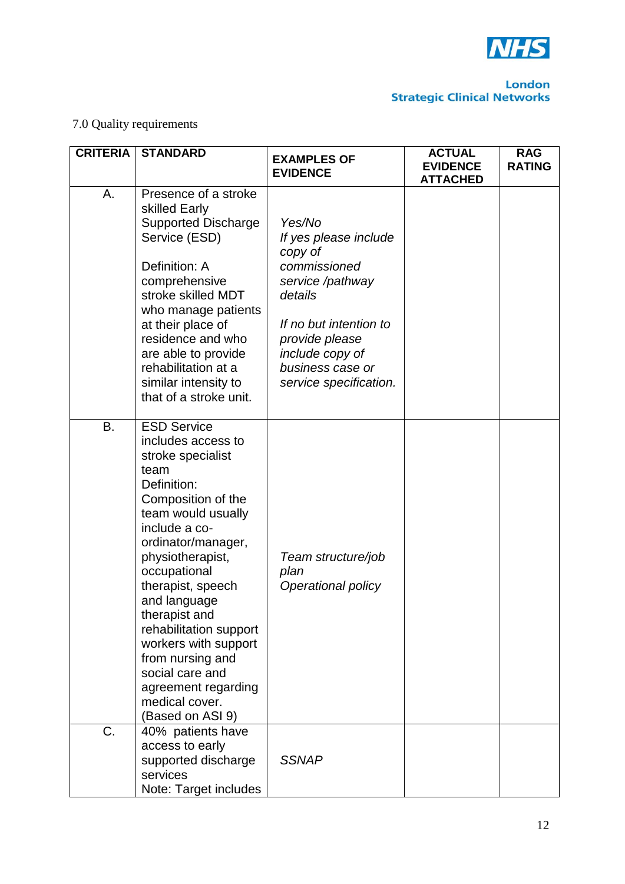7.0 Quality requirements

| CRITERIA | STANDARD | EXAMPLES OF EVIDENCE | ACTUAL EVIDENCE ATTACHED | RAG RATING |
|---|---|---|---|---|
| A. | Presence of a stroke skilled Early Supported Discharge Service (ESD)<br><br>Definition: A comprehensive stroke skilled MDT who manage patients at their place of residence and who are able to provide rehabilitation at a similar intensity to that of a stroke unit. | *Yes/No*<br>*If yes please include copy of commissioned service /pathway details*<br><br>*If no but intention to provide please include copy of business case or service specification.* | | |
| B. | ESD Service includes access to stroke specialist team<br>Definition: Composition of the team would usually include a co-ordinator/manager, physiotherapist, occupational therapist, speech and language therapist and rehabilitation support workers with support from nursing and social care and agreement regarding medical cover. (Based on ASI 9) | *Team structure/job plan*<br>*Operational policy* | | |
| C. | 40% patients have access to early supported discharge services<br>Note: Target includes | *SSNAP* | | |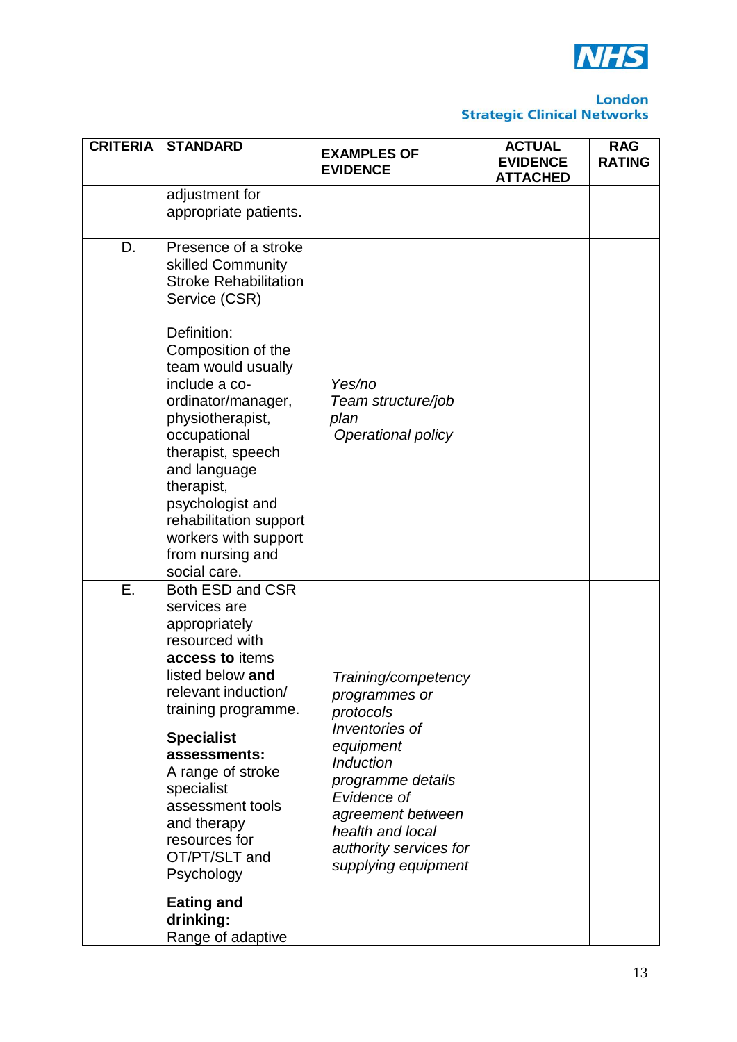| CRITERIA | STANDARD | EXAMPLES OF EVIDENCE | ACTUAL EVIDENCE ATTACHED | RAG RATING |
|---|---|---|---|---|
| | adjustment for appropriate patients. | | | |
| D. | Presence of a stroke skilled Community Stroke Rehabilitation Service (CSR)<br><br>Definition: Composition of the team would usually include a co-ordinator/manager, physiotherapist, occupational therapist, speech and language therapist, psychologist and rehabilitation support workers with support from nursing and social care. | *Yes/no*<br>*Team structure/job plan*<br>*Operational policy* | | |
| E. | Both ESD and CSR services are appropriately resourced with **access to** items listed below **and** relevant induction/ training programme.<br><br>**Specialist assessments:** A range of stroke specialist assessment tools and therapy resources for OT/PT/SLT and Psychology<br><br>**Eating and drinking:** Range of adaptive | *Training/competency programmes or protocols*<br>*Inventories of equipment*<br>*Induction programme details*<br>*Evidence of agreement between health and local authority services for supplying equipment* | | |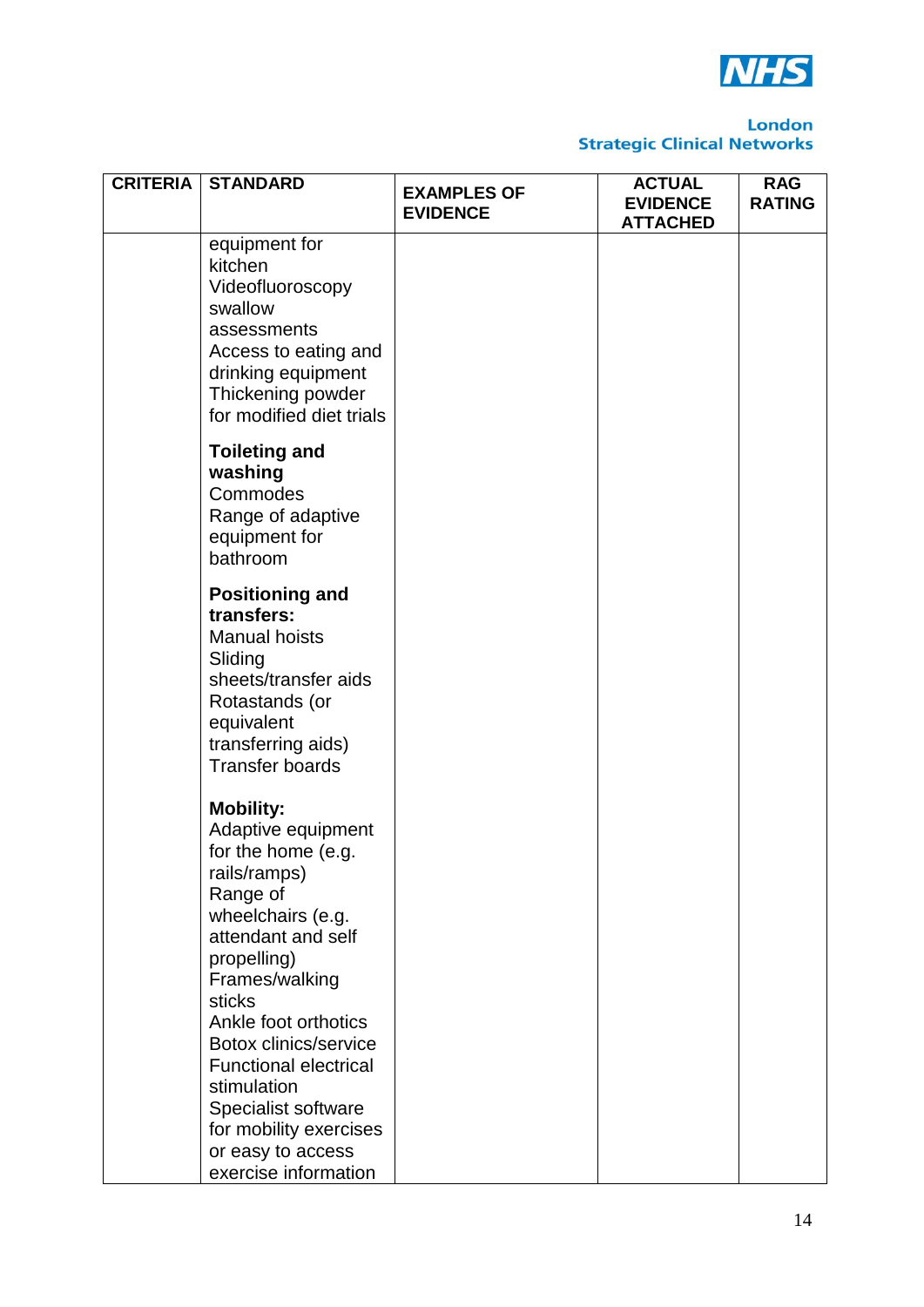| CRITERIA | STANDARD | EXAMPLES OF EVIDENCE | ACTUAL EVIDENCE ATTACHED | RAG RATING |
|---|---|---|---|---|
| | equipment for kitchen<br>Videofluoroscopy swallow assessments<br>Access to eating and drinking equipment<br>Thickening powder for modified diet trials<br><br>**Toileting and washing**<br>Commodes<br>Range of adaptive equipment for bathroom<br><br>**Positioning and transfers:**<br>Manual hoists<br>Sliding sheets/transfer aids<br>Rotastands (or equivalent transferring aids)<br>Transfer boards<br><br>**Mobility:**<br>Adaptive equipment for the home (e.g. rails/ramps)<br>Range of wheelchairs (e.g. attendant and self propelling)<br>Frames/walking sticks<br>Ankle foot orthotics<br>Botox clinics/service<br>Functional electrical stimulation<br>Specialist software for mobility exercises or easy to access exercise information | | | |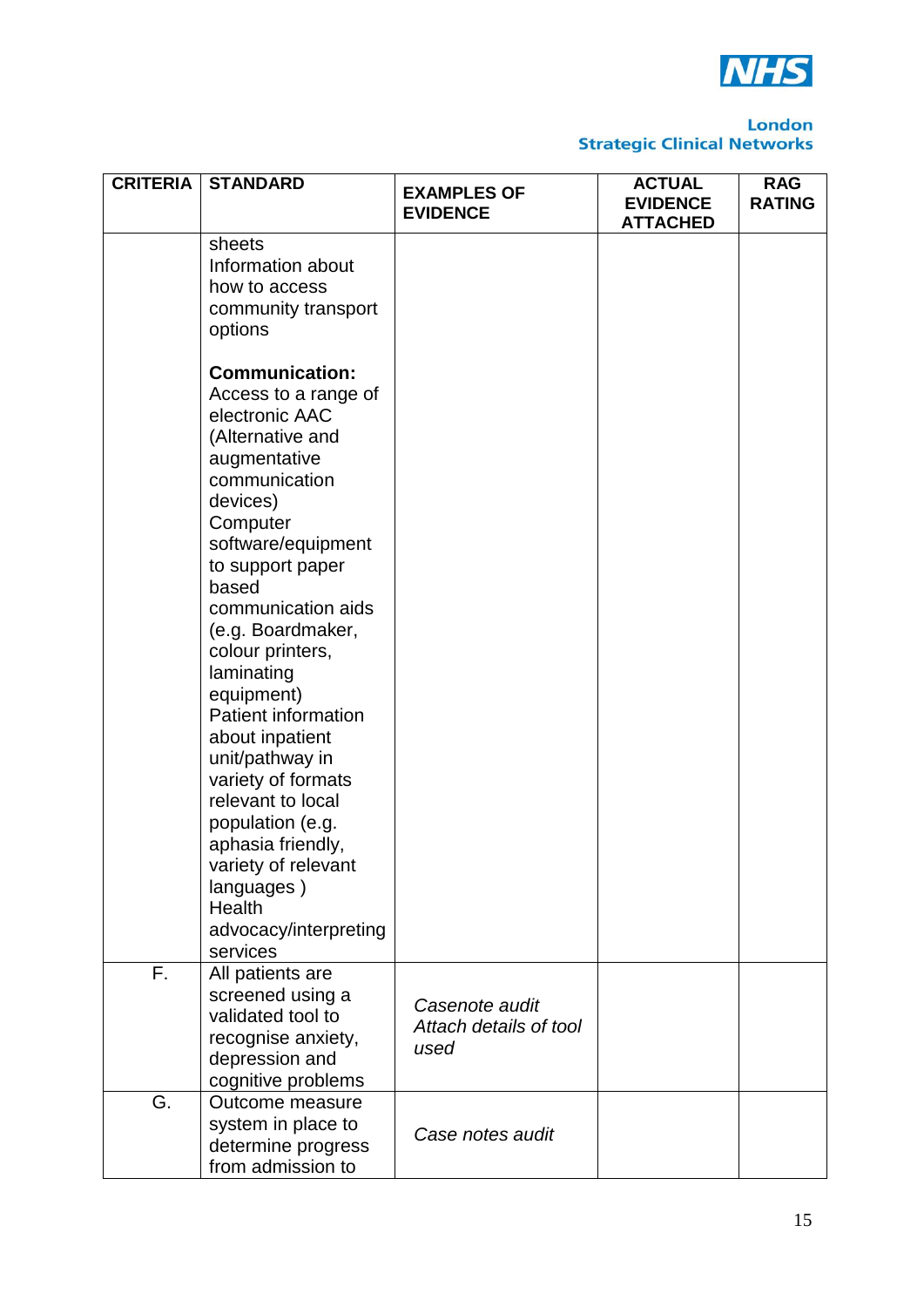| CRITERIA | STANDARD | EXAMPLES OF EVIDENCE | ACTUAL EVIDENCE ATTACHED | RAG RATING |
|---|---|---|---|---|
| | sheets<br>Information about how to access community transport options<br><br>**Communication:**<br>Access to a range of electronic AAC (Alternative and augmentative communication devices)<br>Computer software/equipment to support paper based communication aids (e.g. Boardmaker, colour printers, laminating equipment)<br>Patient information about inpatient unit/pathway in variety of formats relevant to local population (e.g. aphasia friendly, variety of relevant languages )<br>Health advocacy/interpreting services | | | |
| F. | All patients are screened using a validated tool to recognise anxiety, depression and cognitive problems | *Casenote audit*<br>*Attach details of tool used* | | |
| G. | Outcome measure system in place to determine progress from admission to | *Case notes audit* | | |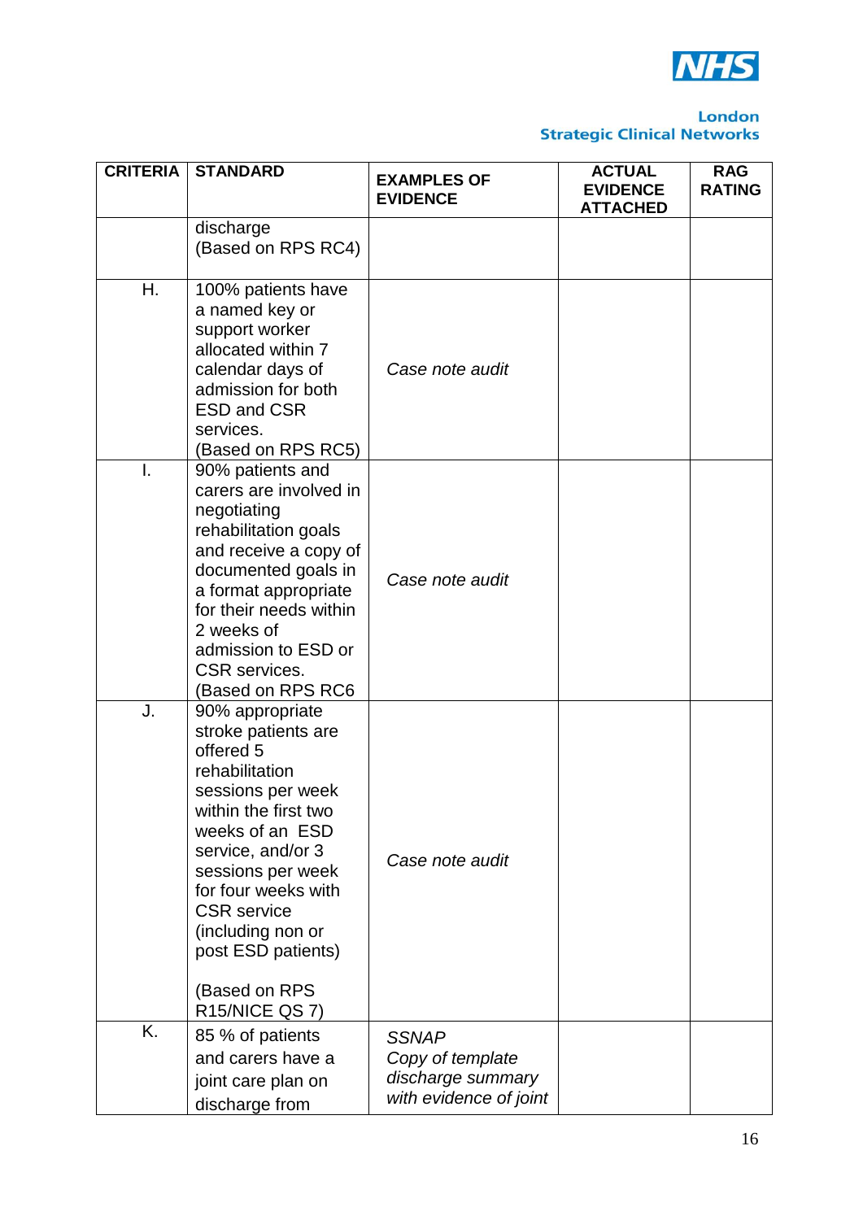| CRITERIA | STANDARD | EXAMPLES OF EVIDENCE | ACTUAL EVIDENCE ATTACHED | RAG RATING |
|---|---|---|---|---|
| | discharge (Based on RPS RC4) | | | |
| H. | 100% patients have a named key or support worker allocated within 7 calendar days of admission for both ESD and CSR services. (Based on RPS RC5) | *Case note audit* | | |
| I. | 90% patients and carers are involved in negotiating rehabilitation goals and receive a copy of documented goals in a format appropriate for their needs within 2 weeks of admission to ESD or CSR services. (Based on RPS RC6 | *Case note audit* | | |
| J. | 90% appropriate stroke patients are offered 5 rehabilitation sessions per week within the first two weeks of an ESD service, and/or 3 sessions per week for four weeks with CSR service (including non or post ESD patients) (Based on RPS R15/NICE QS 7) | *Case note audit* | | |
| K. | 85 % of patients and carers have a joint care plan on discharge from | *SSNAP* *Copy of template discharge summary with evidence of joint* | | |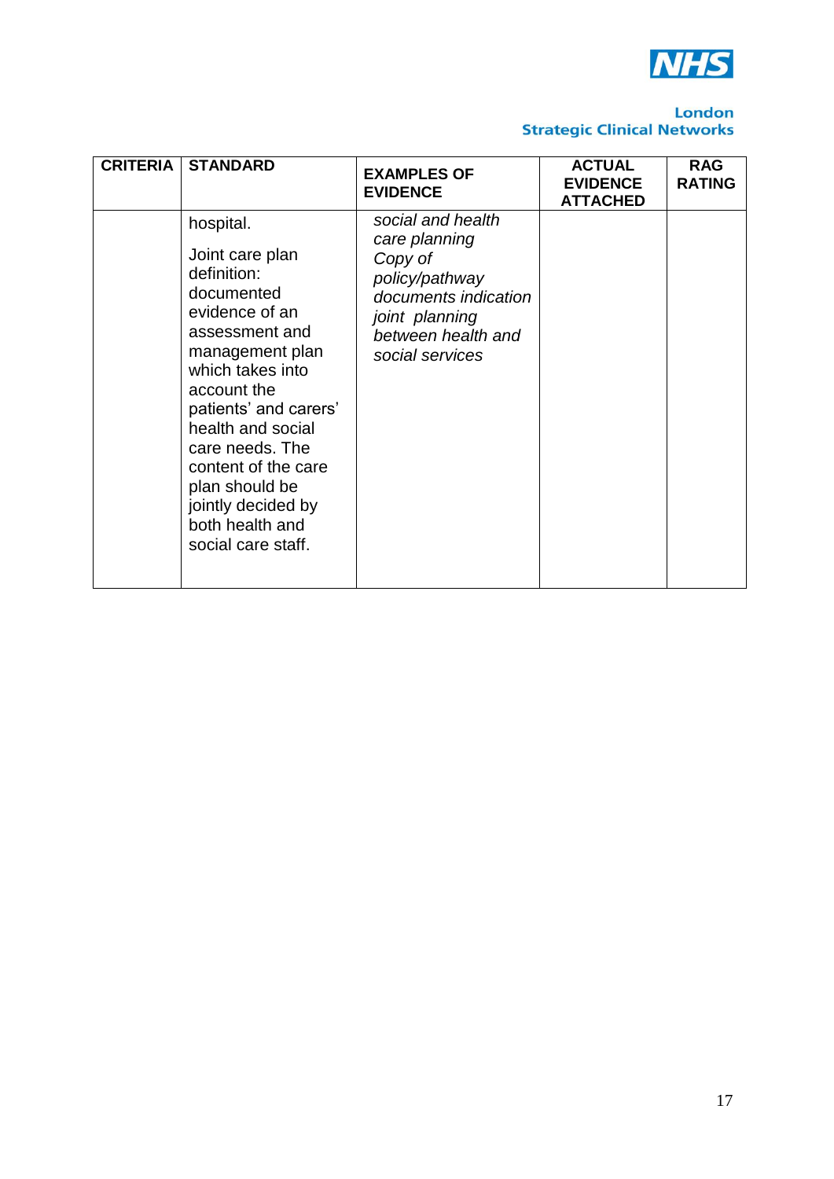| CRITERIA | STANDARD | EXAMPLES OF EVIDENCE | ACTUAL EVIDENCE ATTACHED | RAG RATING |
|---|---|---|---|---|
| | hospital.<br><br>Joint care plan definition: documented evidence of an assessment and management plan which takes into account the patients' and carers' health and social care needs. The content of the care plan should be jointly decided by both health and social care staff. | *social and health care planning*<br>*Copy of policy/pathway documents indication joint planning between health and social services* | | |